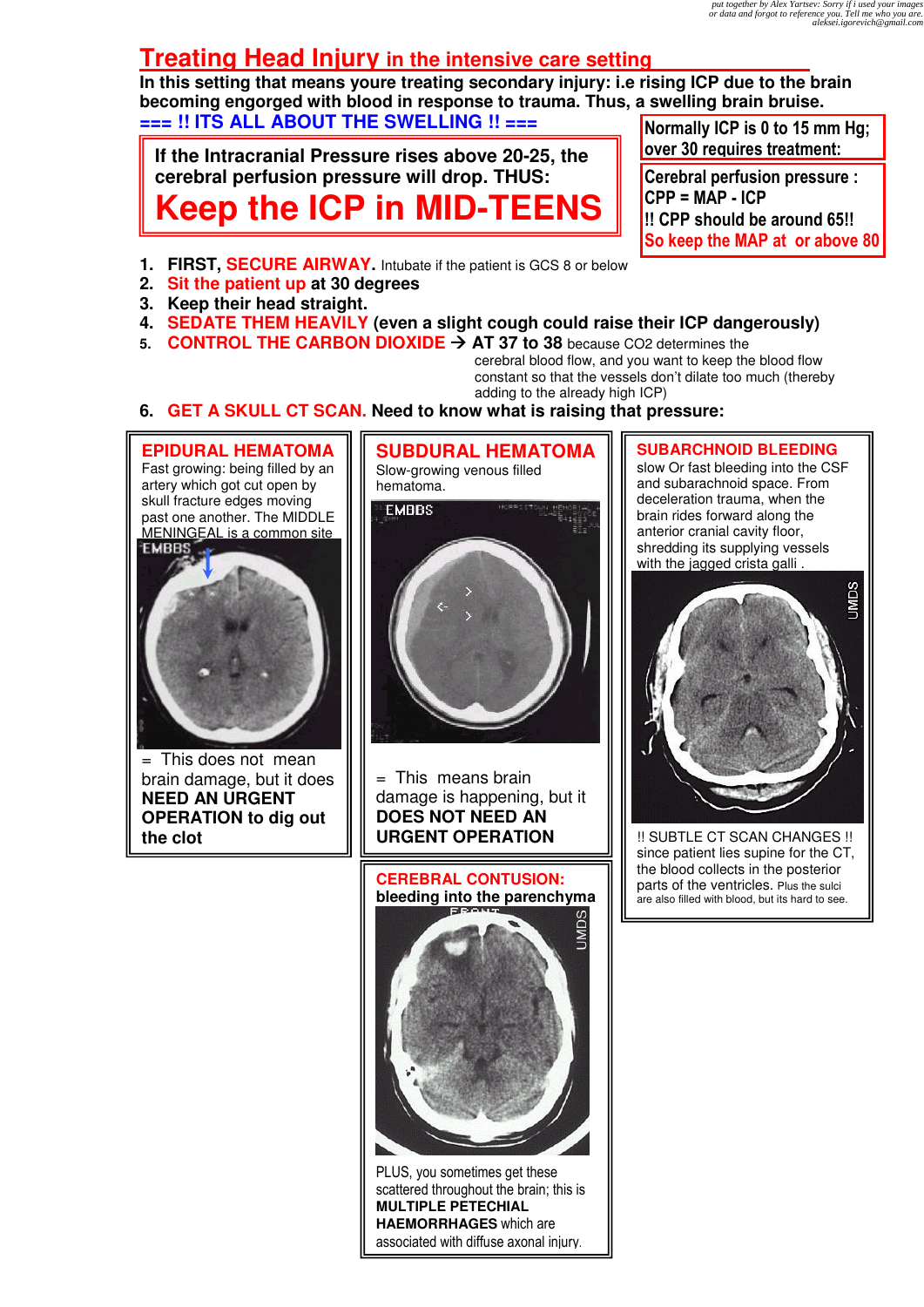*put together by Alex Yartsev: Sorry if i used your images or data and forgot to reference you. Tell me who you are. aleksei.igorevich@gmail.com*

# Treating Head Injury in the intensive care setting

**In this setting that means youre treating secondary injury: i.e rising ICP due to the brain becoming engorged with blood in response to trauma. Thus, a swelling brain bruise.**

**=== !! ITS ALL ABOUT THE SWELLING !! ===**

**If the Intracranial Pressure rises above 20-25, the cerebral perfusion pressure will drop. THUS:**

## Keep the ICP in MID-TEENS

**Normally ICP is 0 to 15 mm Hg; over 30 requires treatment:**

**Cerebral perfusion pressure :**
**CPP = MAP - ICP**
**!! CPP should be around 65!!**
**So keep the MAP at or above 80**

1. **FIRST, SECURE AIRWAY.** Intubate if the patient is GCS 8 or below
2. **Sit the patient up at 30 degrees**
3. **Keep their head straight.**
4. **SEDATE THEM HEAVILY (even a slight cough could raise their ICP dangerously)**
5. **CONTROL THE CARBON DIOXIDE → AT 37 to 38** because CO2 determines the cerebral blood flow, and you want to keep the blood flow constant so that the vessels don't dilate too much (thereby adding to the already high ICP)
6. **GET A SKULL CT SCAN. Need to know what is raising that pressure:**

### EPIDURAL HEMATOMA

Fast growing: being filled by an artery which got cut open by skull fracture edges moving past one another. The MIDDLE MENINGEAL is a common site

= This does not mean brain damage, but it does **NEED AN URGENT OPERATION to dig out the clot**

### SUBDURAL HEMATOMA

Slow-growing venous filled hematoma.

= This means brain damage is happening, but it **DOES NOT NEED AN URGENT OPERATION**

### SUBARCHNOID BLEEDING

slow Or fast bleeding into the CSF and subarachnoid space. From deceleration trauma, when the brain rides forward along the anterior cranial cavity floor, shredding its supplying vessels with the jagged crista galli .

!! SUBTLE CT SCAN CHANGES !! since patient lies supine for the CT, the blood collects in the posterior parts of the ventricles. Plus the sulci are also filled with blood, but its hard to see.

### CEREBRAL CONTUSION:

**bleeding into the parenchyma**

PLUS, you sometimes get these scattered throughout the brain; this is **MULTIPLE PETECHIAL HAEMORRHAGES** which are associated with diffuse axonal injury.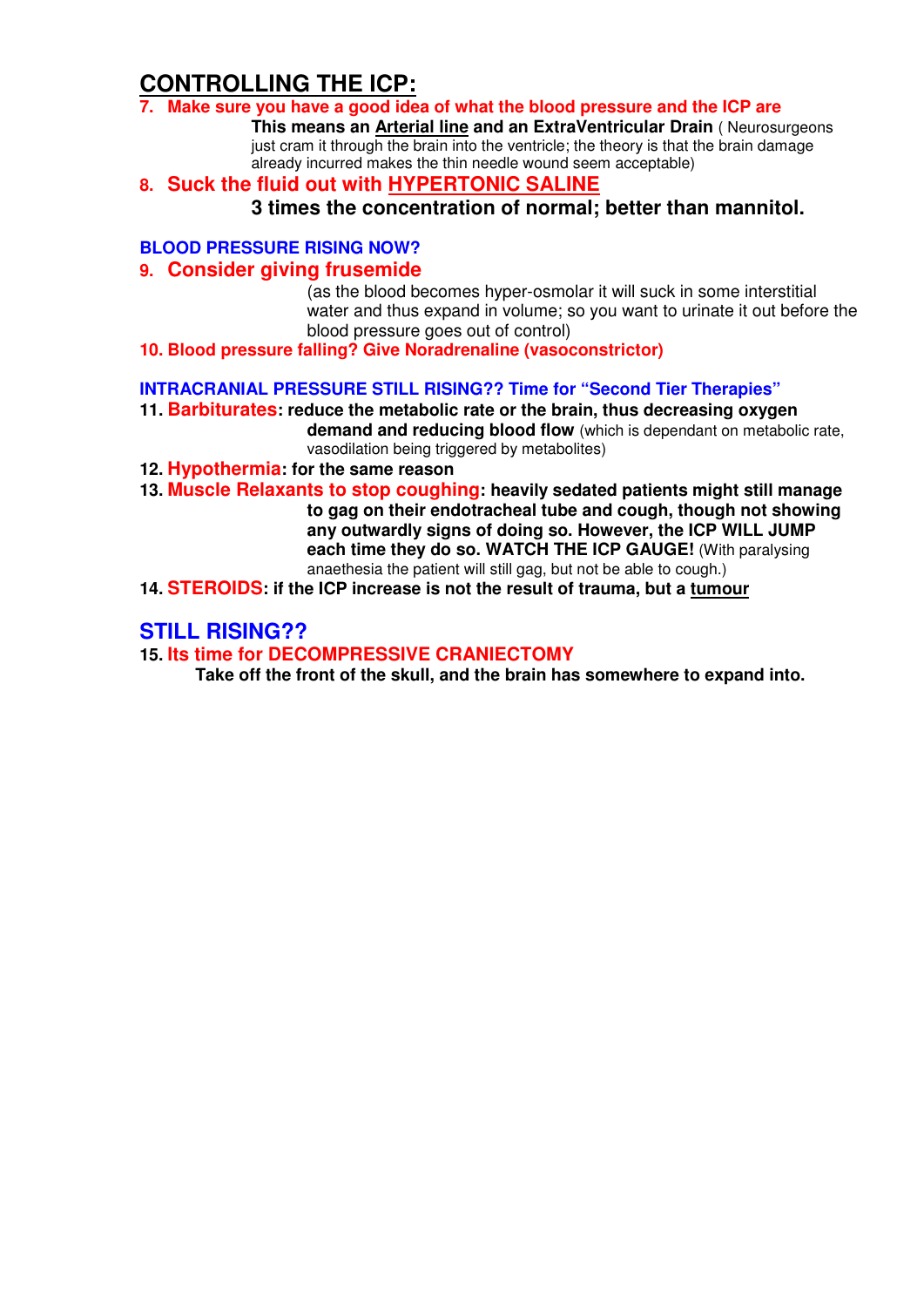# CONTROLLING THE ICP:

7. **Make sure you have a good idea of what the blood pressure and the ICP are**

   **This means an Arterial line and an ExtraVentricular Drain** ( Neurosurgeons just cram it through the brain into the ventricle; the theory is that the brain damage already incurred makes the thin needle wound seem acceptable)

8. **Suck the fluid out with HYPERTONIC SALINE**

   **3 times the concentration of normal; better than mannitol.**

**BLOOD PRESSURE RISING NOW?**

9. **Consider giving frusemide**

   (as the blood becomes hyper-osmolar it will suck in some interstitial water and thus expand in volume; so you want to urinate it out before the blood pressure goes out of control)

10. **Blood pressure falling? Give Noradrenaline (vasoconstrictor)**

**INTRACRANIAL PRESSURE STILL RISING?? Time for "Second Tier Therapies"**

11. **Barbiturates: reduce the metabolic rate or the brain, thus decreasing oxygen demand and reducing blood flow** (which is dependant on metabolic rate, vasodilation being triggered by metabolites)
12. **Hypothermia: for the same reason**
13. **Muscle Relaxants to stop coughing: heavily sedated patients might still manage to gag on their endotracheal tube and cough, though not showing any outwardly signs of doing so. However, the ICP WILL JUMP each time they do so. WATCH THE ICP GAUGE!** (With paralysing anaethesia the patient will still gag, but not be able to cough.)
14. **STEROIDS: if the ICP increase is not the result of trauma, but a tumour**

## STILL RISING??

15. **Its time for DECOMPRESSIVE CRANIECTOMY**

    **Take off the front of the skull, and the brain has somewhere to expand into.**